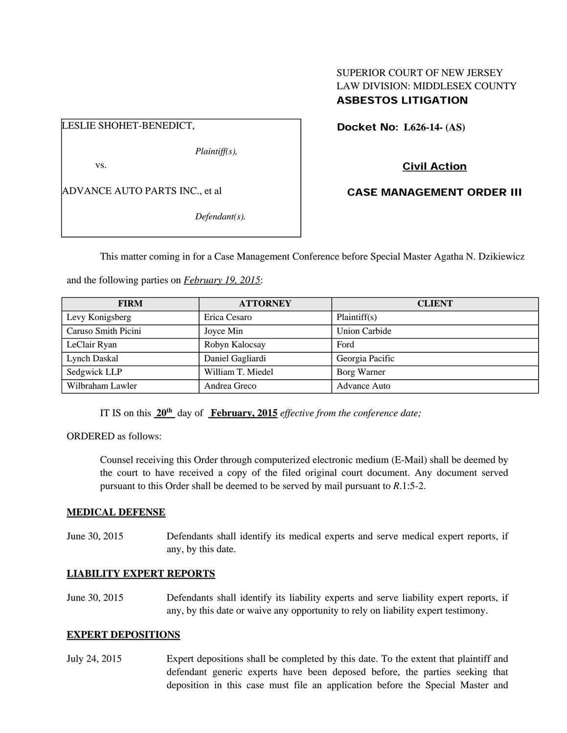SUPERIOR COURT OF NEW JERSEY
LAW DIVISION: MIDDLESEX COUNTY
**ASBESTOS LITIGATION**

LESLIE SHOHET-BENEDICT,

*Plaintiff(s),*

vs.

ADVANCE AUTO PARTS INC., et al

*Defendant(s).*

**Docket No: L626-14- (AS)**

**Civil Action**

**CASE MANAGEMENT ORDER III**

This matter coming in for a Case Management Conference before Special Master Agatha N. Dzikiewicz and the following parties on *February 19, 2015*:

| FIRM | ATTORNEY | CLIENT |
| --- | --- | --- |
| Levy Konigsberg | Erica Cesaro | Plaintiff(s) |
| Caruso Smith Picini | Joyce Min | Union Carbide |
| LeClair Ryan | Robyn Kalocsay | Ford |
| Lynch Daskal | Daniel Gagliardi | Georgia Pacific |
| Sedgwick LLP | William T. Miedel | Borg Warner |
| Wilbraham Lawler | Andrea Greco | Advance Auto |

IT IS on this **20th** day of **February, 2015** *effective from the conference date;*

ORDERED as follows:

Counsel receiving this Order through computerized electronic medium (E-Mail) shall be deemed by the court to have received a copy of the filed original court document. Any document served pursuant to this Order shall be deemed to be served by mail pursuant to *R*.1:5-2.

**MEDICAL DEFENSE**

June 30, 2015 — Defendants shall identify its medical experts and serve medical expert reports, if any, by this date.

**LIABILITY EXPERT REPORTS**

June 30, 2015 — Defendants shall identify its liability experts and serve liability expert reports, if any, by this date or waive any opportunity to rely on liability expert testimony.

**EXPERT DEPOSITIONS**

July 24, 2015 — Expert depositions shall be completed by this date. To the extent that plaintiff and defendant generic experts have been deposed before, the parties seeking that deposition in this case must file an application before the Special Master and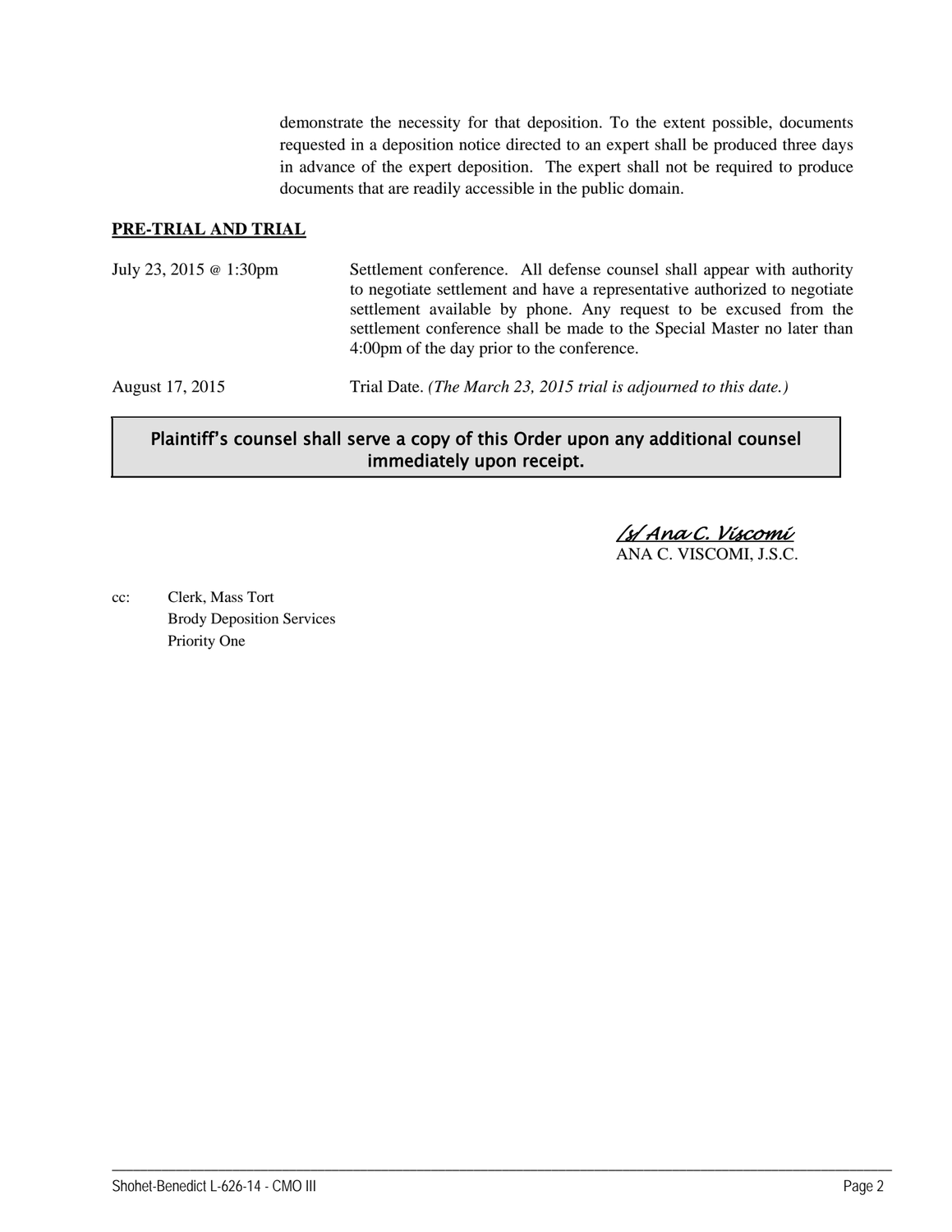demonstrate the necessity for that deposition. To the extent possible, documents requested in a deposition notice directed to an expert shall be produced three days in advance of the expert deposition. The expert shall not be required to produce documents that are readily accessible in the public domain.

**PRE-TRIAL AND TRIAL**

| | |
|---|---|
| July 23, 2015 @ 1:30pm | Settlement conference. All defense counsel shall appear with authority to negotiate settlement and have a representative authorized to negotiate settlement available by phone. Any request to be excused from the settlement conference shall be made to the Special Master no later than 4:00pm of the day prior to the conference. |
| August 17, 2015 | Trial Date. *(The March 23, 2015 trial is adjourned to this date.)* |

**Plaintiff's counsel shall serve a copy of this Order upon any additional counsel immediately upon receipt.**

*/s/ Ana C. Viscomi*
ANA C. VISCOMI, J.S.C.

cc: Clerk, Mass Tort
Brody Deposition Services
Priority One